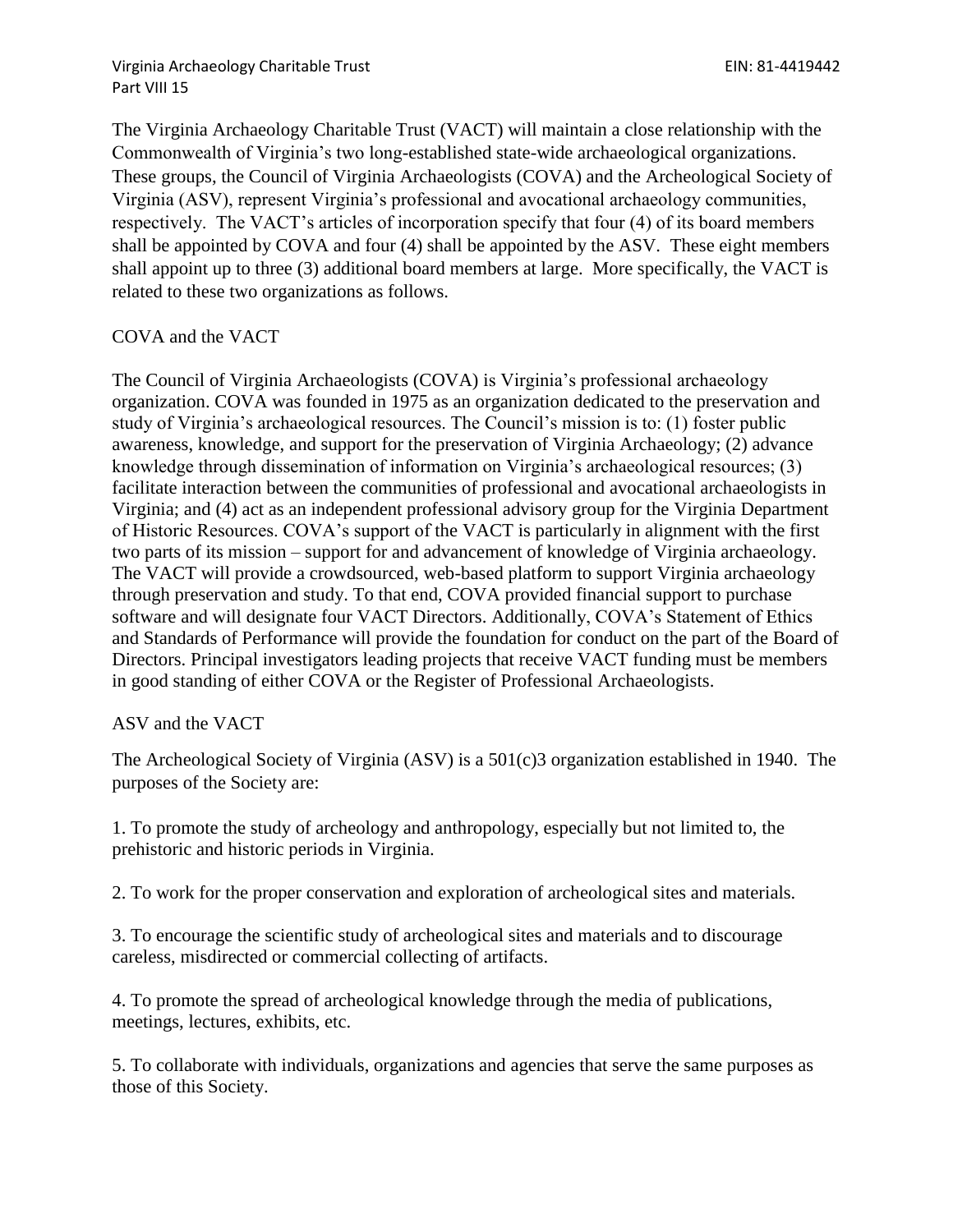The Virginia Archaeology Charitable Trust (VACT) will maintain a close relationship with the Commonwealth of Virginia's two long-established state-wide archaeological organizations. These groups, the Council of Virginia Archaeologists (COVA) and the Archeological Society of Virginia (ASV), represent Virginia's professional and avocational archaeology communities, respectively. The VACT's articles of incorporation specify that four (4) of its board members shall be appointed by COVA and four (4) shall be appointed by the ASV. These eight members shall appoint up to three (3) additional board members at large. More specifically, the VACT is related to these two organizations as follows.

## COVA and the VACT

The Council of Virginia Archaeologists (COVA) is Virginia's professional archaeology organization. COVA was founded in 1975 as an organization dedicated to the preservation and study of Virginia's archaeological resources. The Council's mission is to: (1) foster public awareness, knowledge, and support for the preservation of Virginia Archaeology; (2) advance knowledge through dissemination of information on Virginia's archaeological resources; (3) facilitate interaction between the communities of professional and avocational archaeologists in Virginia; and (4) act as an independent professional advisory group for the Virginia Department of Historic Resources. COVA's support of the VACT is particularly in alignment with the first two parts of its mission – support for and advancement of knowledge of Virginia archaeology. The VACT will provide a crowdsourced, web-based platform to support Virginia archaeology through preservation and study. To that end, COVA provided financial support to purchase software and will designate four VACT Directors. Additionally, COVA's Statement of Ethics and Standards of Performance will provide the foundation for conduct on the part of the Board of Directors. Principal investigators leading projects that receive VACT funding must be members in good standing of either COVA or the Register of Professional Archaeologists.

## ASV and the VACT

The Archeological Society of Virginia (ASV) is a 501(c)3 organization established in 1940. The purposes of the Society are:

1. To promote the study of archeology and anthropology, especially but not limited to, the prehistoric and historic periods in Virginia.

2. To work for the proper conservation and exploration of archeological sites and materials.

3. To encourage the scientific study of archeological sites and materials and to discourage careless, misdirected or commercial collecting of artifacts.

4. To promote the spread of archeological knowledge through the media of publications, meetings, lectures, exhibits, etc.

5. To collaborate with individuals, organizations and agencies that serve the same purposes as those of this Society.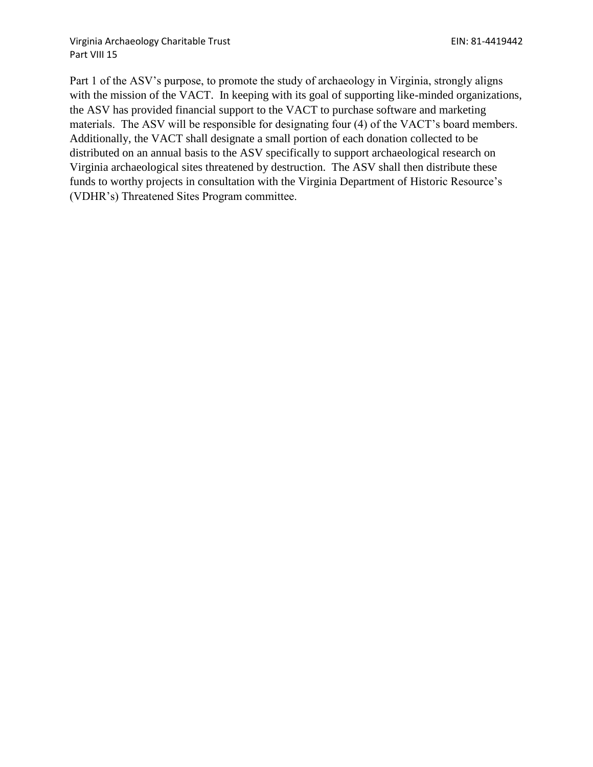Part 1 of the ASV's purpose, to promote the study of archaeology in Virginia, strongly aligns with the mission of the VACT. In keeping with its goal of supporting like-minded organizations, the ASV has provided financial support to the VACT to purchase software and marketing materials. The ASV will be responsible for designating four (4) of the VACT's board members. Additionally, the VACT shall designate a small portion of each donation collected to be distributed on an annual basis to the ASV specifically to support archaeological research on Virginia archaeological sites threatened by destruction. The ASV shall then distribute these funds to worthy projects in consultation with the Virginia Department of Historic Resource's (VDHR's) Threatened Sites Program committee.